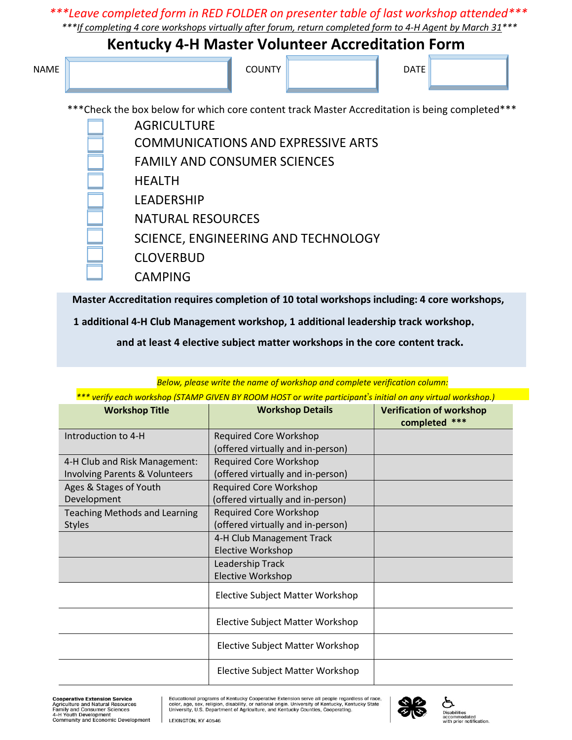***Leave completed form in RED FOLDER on presenter table of last workshop attended***

***If completing 4 core workshops virtually after forum, return completed form to 4-H Agent by March 31***

# Kentucky 4-H Master Volunteer Accreditation Form

NAME ______________ COUNTY ______________ DATE ______________

***Check the box below for which core content track Master Accreditation is being completed***

- ☐ AGRICULTURE
- ☐ COMMUNICATIONS AND EXPRESSIVE ARTS
- ☐ FAMILY AND CONSUMER SCIENCES
- ☐ HEALTH
- ☐ LEADERSHIP
- ☐ NATURAL RESOURCES
- ☐ SCIENCE, ENGINEERING AND TECHNOLOGY
- ☐ CLOVERBUD
- ☐ CAMPING

**Master Accreditation requires completion of 10 total workshops including: 4 core workshops, 1 additional 4-H Club Management workshop, 1 additional leadership track workshop, and at least 4 elective subject matter workshops in the core content track.**

*Below, please write the name of workshop and complete verification column:*

**** verify each workshop (STAMP GIVEN BY ROOM HOST or write participant's initial on any virtual workshop.)*

| Workshop Title | Workshop Details | Verification of workshop completed *** |
|---|---|---|
| Introduction to 4-H | Required Core Workshop (offered virtually and in-person) | |
| 4-H Club and Risk Management: Involving Parents & Volunteers | Required Core Workshop (offered virtually and in-person) | |
| Ages & Stages of Youth Development | Required Core Workshop (offered virtually and in-person) | |
| Teaching Methods and Learning Styles | Required Core Workshop (offered virtually and in-person) | |
| | 4-H Club Management Track Elective Workshop | |
| | Leadership Track Elective Workshop | |
| | Elective Subject Matter Workshop | |
| | Elective Subject Matter Workshop | |
| | Elective Subject Matter Workshop | |
| | Elective Subject Matter Workshop | |

Cooperative Extension Service
Agriculture and Natural Resources
Family and Consumer Sciences
4-H Youth Development
Community and Economic Development

Educational programs of Kentucky Cooperative Extension serve all people regardless of race, color, age, sex, religion, disability, or national origin. University of Kentucky, Kentucky State University, U.S. Department of Agriculture, and Kentucky Counties, Cooperating.

LEXINGTON, KY 40546

Disabilities accommodated with prior notification.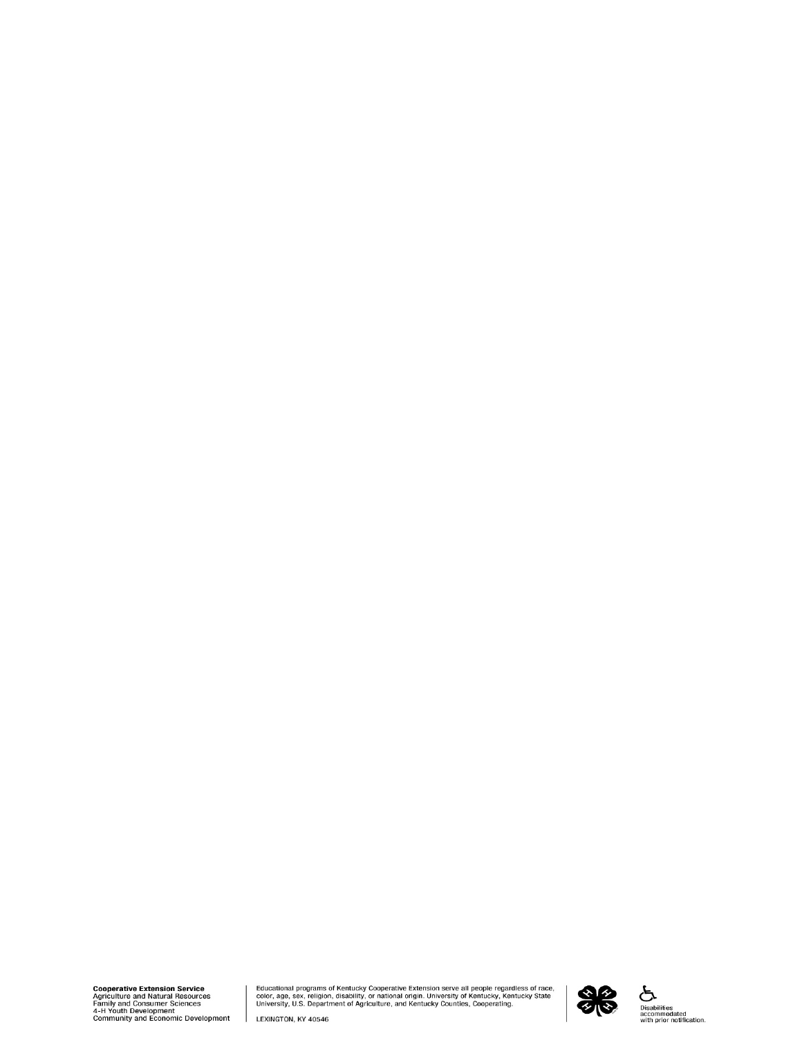**Cooperative Extension Service**
Agriculture and Natural Resources
Family and Consumer Sciences
4-H Youth Development
Community and Economic Development

Educational programs of Kentucky Cooperative Extension serve all people regardless of race, color, age, sex, religion, disability, or national origin. University of Kentucky, Kentucky State University, U.S. Department of Agriculture, and Kentucky Counties, Cooperating.

LEXINGTON, KY 40546

Disabilities accommodated with prior notification.